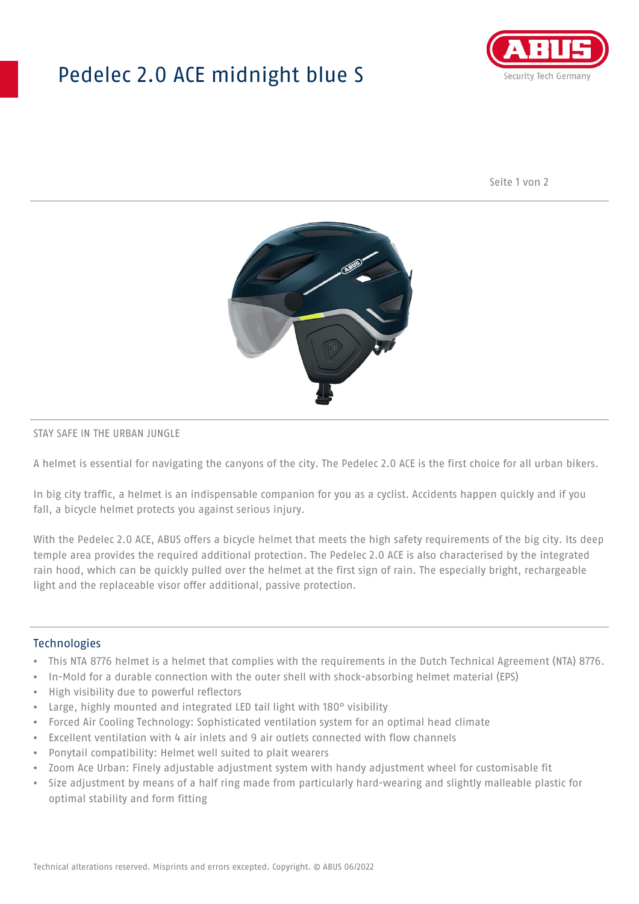# Pedelec 2.0 ACE midnight blue S

STAY SAFE IN THE URBAN JUNGLE

A helmet is essential for navigating the canyons of the city. The Pedelec 2.0 ACE is the first choice for all urban bikers.

In big city traffic, a helmet is an indispensable companion for you as a cyclist. Accidents happen quickly and if you fall, a bicycle helmet protects you against serious injury.

With the Pedelec 2.0 ACE, ABUS offers a bicycle helmet that meets the high safety requirements of the big city. Its deep temple area provides the required additional protection. The Pedelec 2.0 ACE is also characterised by the integrated rain hood, which can be quickly pulled over the helmet at the first sign of rain. The especially bright, rechargeable light and the replaceable visor offer additional, passive protection.

## Technologies

- This NTA 8776 helmet is a helmet that complies with the requirements in the Dutch Technical Agreement (NTA) 8776.
- In-Mold for a durable connection with the outer shell with shock-absorbing helmet material (EPS)
- High visibility due to powerful reflectors
- Large, highly mounted and integrated LED tail light with 180° visibility
- Forced Air Cooling Technology: Sophisticated ventilation system for an optimal head climate
- Excellent ventilation with 4 air inlets and 9 air outlets connected with flow channels
- Ponytail compatibility: Helmet well suited to plait wearers
- Zoom Ace Urban: Finely adjustable adjustment system with handy adjustment wheel for customisable fit
- Size adjustment by means of a half ring made from particularly hard-wearing and slightly malleable plastic for optimal stability and form fitting

Technical alterations reserved. Misprints and errors excepted. Copyright. © ABUS 06/2022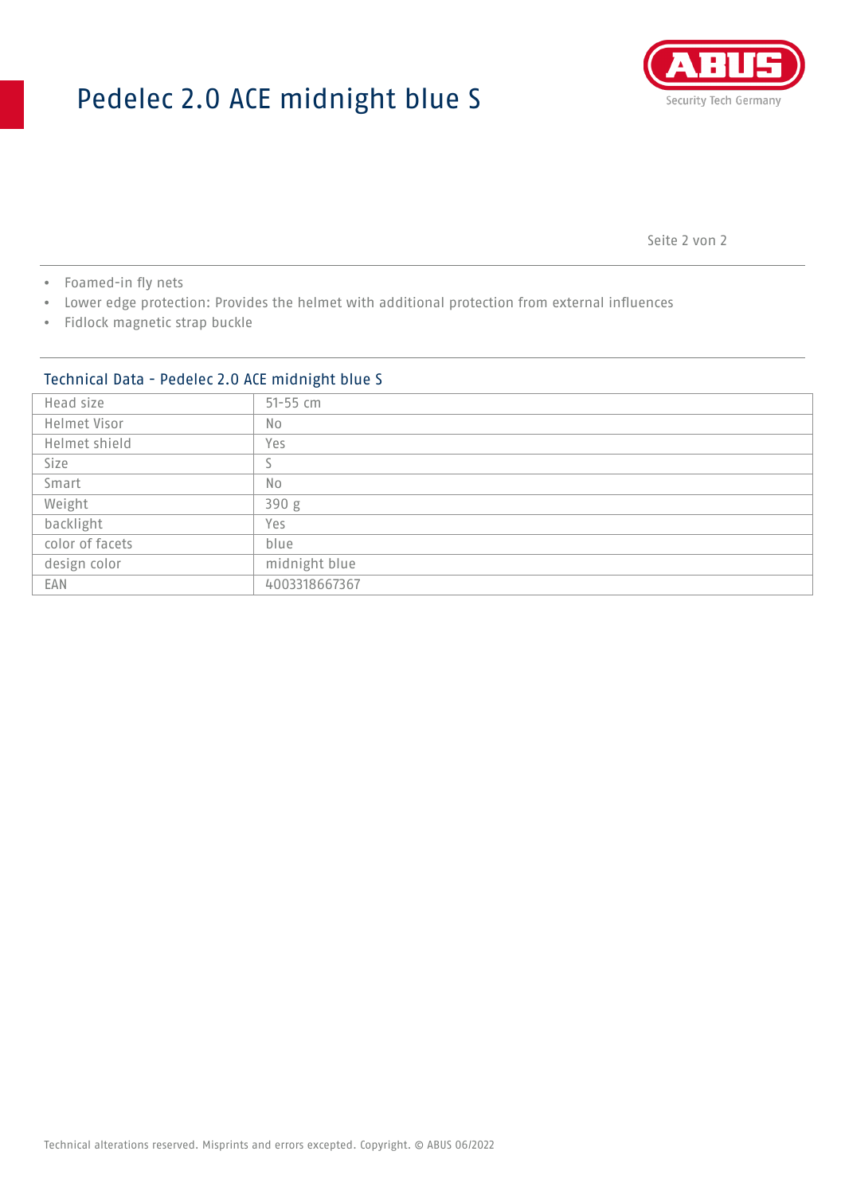# Pedelec 2.0 ACE midnight blue S

- Foamed-in fly nets
- Lower edge protection: Provides the helmet with additional protection from external influences
- Fidlock magnetic strap buckle

## Technical Data - Pedelec 2.0 ACE midnight blue S

| | |
|---|---|
| Head size | 51-55 cm |
| Helmet Visor | No |
| Helmet shield | Yes |
| Size | S |
| Smart | No |
| Weight | 390 g |
| backlight | Yes |
| color of facets | blue |
| design color | midnight blue |
| EAN | 4003318667367 |

Technical alterations reserved. Misprints and errors excepted. Copyright. © ABUS 06/2022